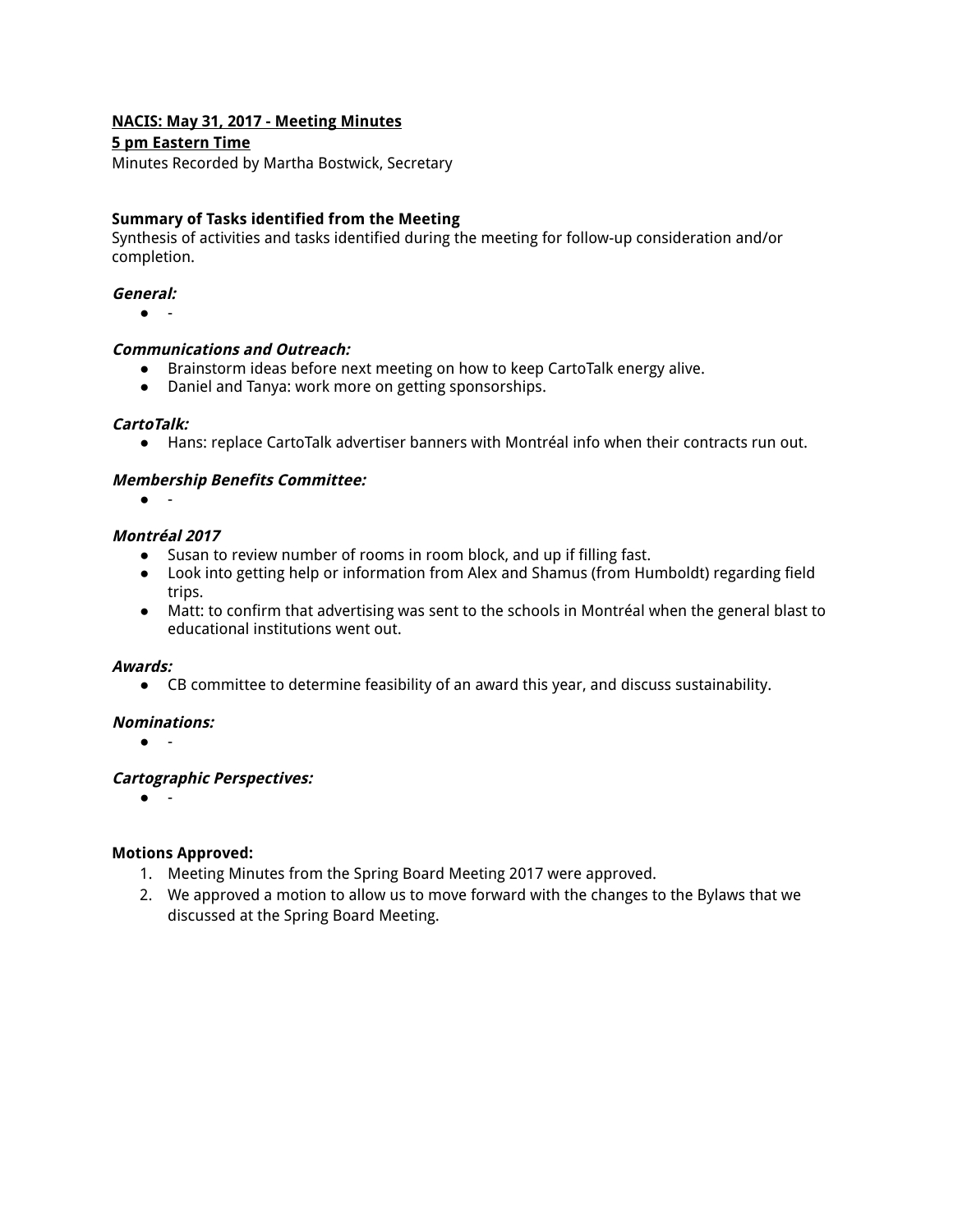**NACIS: May 31, 2017 - Meeting Minutes**
**5 pm Eastern Time**
Minutes Recorded by Martha Bostwick, Secretary

**Summary of Tasks identified from the Meeting**
Synthesis of activities and tasks identified during the meeting for follow-up consideration and/or completion.

***General:***

- -

***Communications and Outreach:***

- Brainstorm ideas before next meeting on how to keep CartoTalk energy alive.
- Daniel and Tanya: work more on getting sponsorships.

***CartoTalk:***

- Hans: replace CartoTalk advertiser banners with Montréal info when their contracts run out.

***Membership Benefits Committee:***

- -

***Montréal 2017***

- Susan to review number of rooms in room block, and up if filling fast.
- Look into getting help or information from Alex and Shamus (from Humboldt) regarding field trips.
- Matt: to confirm that advertising was sent to the schools in Montréal when the general blast to educational institutions went out.

***Awards:***

- CB committee to determine feasibility of an award this year, and discuss sustainability.

***Nominations:***

- -

***Cartographic Perspectives:***

- -

**Motions Approved:**

1. Meeting Minutes from the Spring Board Meeting 2017 were approved.
2. We approved a motion to allow us to move forward with the changes to the Bylaws that we discussed at the Spring Board Meeting.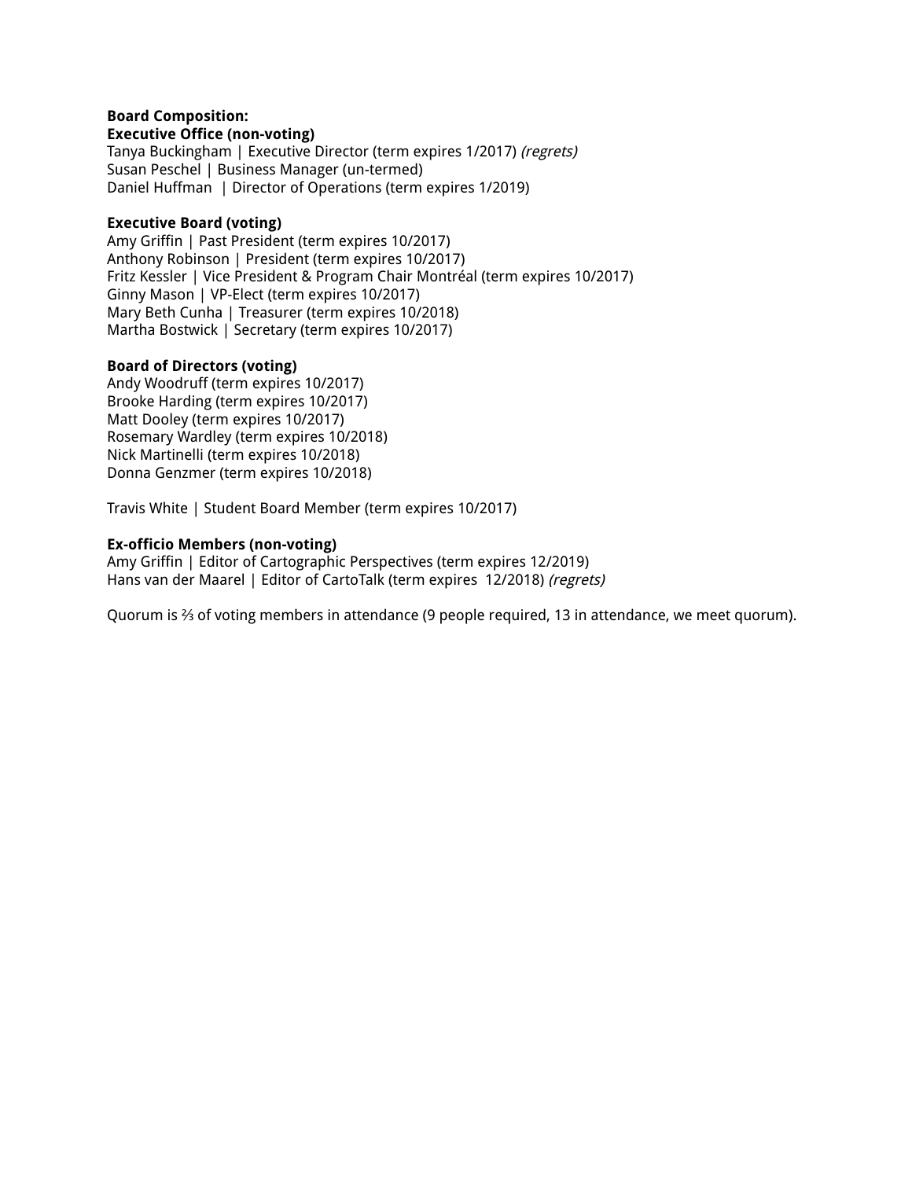**Board Composition:**

**Executive Office (non-voting)**

Tanya Buckingham | Executive Director (term expires 1/2017) *(regrets)*
Susan Peschel | Business Manager (un-termed)
Daniel Huffman | Director of Operations (term expires 1/2019)

**Executive Board (voting)**

Amy Griffin | Past President (term expires 10/2017)
Anthony Robinson | President (term expires 10/2017)
Fritz Kessler | Vice President & Program Chair Montréal (term expires 10/2017)
Ginny Mason | VP-Elect (term expires 10/2017)
Mary Beth Cunha | Treasurer (term expires 10/2018)
Martha Bostwick | Secretary (term expires 10/2017)

**Board of Directors (voting)**

Andy Woodruff (term expires 10/2017)
Brooke Harding (term expires 10/2017)
Matt Dooley (term expires 10/2017)
Rosemary Wardley (term expires 10/2018)
Nick Martinelli (term expires 10/2018)
Donna Genzmer (term expires 10/2018)

Travis White | Student Board Member (term expires 10/2017)

**Ex-officio Members (non-voting)**

Amy Griffin | Editor of Cartographic Perspectives (term expires 12/2019)
Hans van der Maarel | Editor of CartoTalk (term expires 12/2018) *(regrets)*

Quorum is ⅔ of voting members in attendance (9 people required, 13 in attendance, we meet quorum).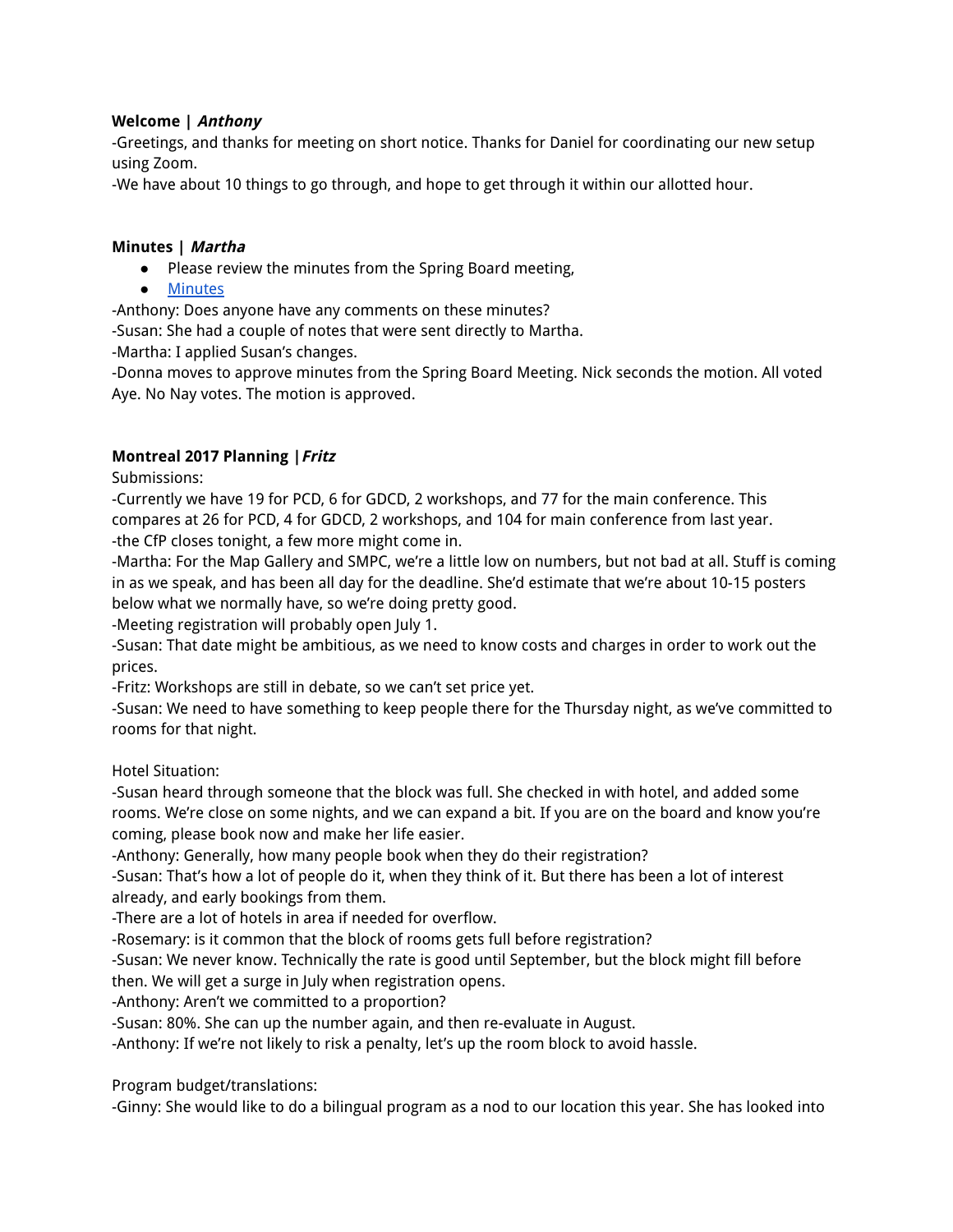**Welcome | *Anthony***

-Greetings, and thanks for meeting on short notice. Thanks for Daniel for coordinating our new setup using Zoom.

-We have about 10 things to go through, and hope to get through it within our allotted hour.

**Minutes | *Martha***

- Please review the minutes from the Spring Board meeting,
- Minutes

-Anthony: Does anyone have any comments on these minutes?

-Susan: She had a couple of notes that were sent directly to Martha.

-Martha: I applied Susan's changes.

-Donna moves to approve minutes from the Spring Board Meeting. Nick seconds the motion. All voted Aye. No Nay votes. The motion is approved.

**Montreal 2017 Planning |*Fritz***

Submissions:

-Currently we have 19 for PCD, 6 for GDCD, 2 workshops, and 77 for the main conference. This compares at 26 for PCD, 4 for GDCD, 2 workshops, and 104 for main conference from last year.

-the CfP closes tonight, a few more might come in.

-Martha: For the Map Gallery and SMPC, we're a little low on numbers, but not bad at all. Stuff is coming in as we speak, and has been all day for the deadline. She'd estimate that we're about 10-15 posters below what we normally have, so we're doing pretty good.

-Meeting registration will probably open July 1.

-Susan: That date might be ambitious, as we need to know costs and charges in order to work out the prices.

-Fritz: Workshops are still in debate, so we can't set price yet.

-Susan: We need to have something to keep people there for the Thursday night, as we've committed to rooms for that night.

Hotel Situation:

-Susan heard through someone that the block was full. She checked in with hotel, and added some rooms. We're close on some nights, and we can expand a bit. If you are on the board and know you're coming, please book now and make her life easier.

-Anthony: Generally, how many people book when they do their registration?

-Susan: That's how a lot of people do it, when they think of it. But there has been a lot of interest already, and early bookings from them.

-There are a lot of hotels in area if needed for overflow.

-Rosemary: is it common that the block of rooms gets full before registration?

-Susan: We never know. Technically the rate is good until September, but the block might fill before then. We will get a surge in July when registration opens.

-Anthony: Aren't we committed to a proportion?

-Susan: 80%. She can up the number again, and then re-evaluate in August.

-Anthony: If we're not likely to risk a penalty, let's up the room block to avoid hassle.

Program budget/translations:

-Ginny: She would like to do a bilingual program as a nod to our location this year. She has looked into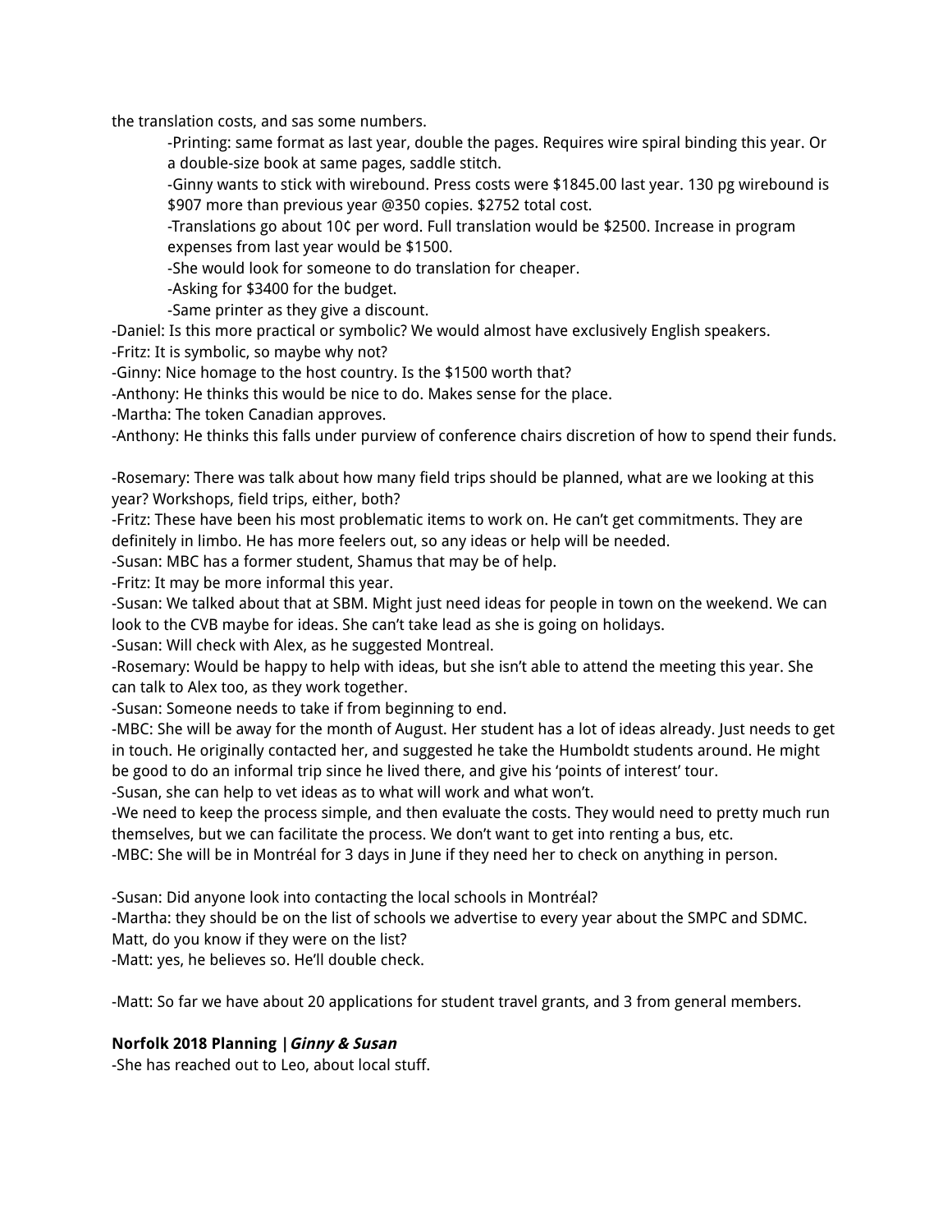the translation costs, and sas some numbers.

> -Printing: same format as last year, double the pages. Requires wire spiral binding this year. Or a double-size book at same pages, saddle stitch.
>
> -Ginny wants to stick with wirebound. Press costs were $1845.00 last year. 130 pg wirebound is $907 more than previous year @350 copies. $2752 total cost.
>
> -Translations go about 10¢ per word. Full translation would be $2500. Increase in program expenses from last year would be $1500.
>
> -She would look for someone to do translation for cheaper.
>
> -Asking for $3400 for the budget.
>
> -Same printer as they give a discount.

-Daniel: Is this more practical or symbolic? We would almost have exclusively English speakers.
-Fritz: It is symbolic, so maybe why not?
-Ginny: Nice homage to the host country. Is the $1500 worth that?
-Anthony: He thinks this would be nice to do. Makes sense for the place.
-Martha: The token Canadian approves.
-Anthony: He thinks this falls under purview of conference chairs discretion of how to spend their funds.

-Rosemary: There was talk about how many field trips should be planned, what are we looking at this year? Workshops, field trips, either, both?
-Fritz: These have been his most problematic items to work on. He can't get commitments. They are definitely in limbo. He has more feelers out, so any ideas or help will be needed.
-Susan: MBC has a former student, Shamus that may be of help.
-Fritz: It may be more informal this year.
-Susan: We talked about that at SBM. Might just need ideas for people in town on the weekend. We can look to the CVB maybe for ideas. She can't take lead as she is going on holidays.
-Susan: Will check with Alex, as he suggested Montreal.
-Rosemary: Would be happy to help with ideas, but she isn't able to attend the meeting this year. She can talk to Alex too, as they work together.
-Susan: Someone needs to take if from beginning to end.
-MBC: She will be away for the month of August. Her student has a lot of ideas already. Just needs to get in touch. He originally contacted her, and suggested he take the Humboldt students around. He might be good to do an informal trip since he lived there, and give his 'points of interest' tour.
-Susan, she can help to vet ideas as to what will work and what won't.
-We need to keep the process simple, and then evaluate the costs. They would need to pretty much run themselves, but we can facilitate the process. We don't want to get into renting a bus, etc.
-MBC: She will be in Montréal for 3 days in June if they need her to check on anything in person.

-Susan: Did anyone look into contacting the local schools in Montréal?
-Martha: they should be on the list of schools we advertise to every year about the SMPC and SDMC. Matt, do you know if they were on the list?
-Matt: yes, he believes so. He'll double check.

-Matt: So far we have about 20 applications for student travel grants, and 3 from general members.

**Norfolk 2018 Planning |*Ginny & Susan***

-She has reached out to Leo, about local stuff.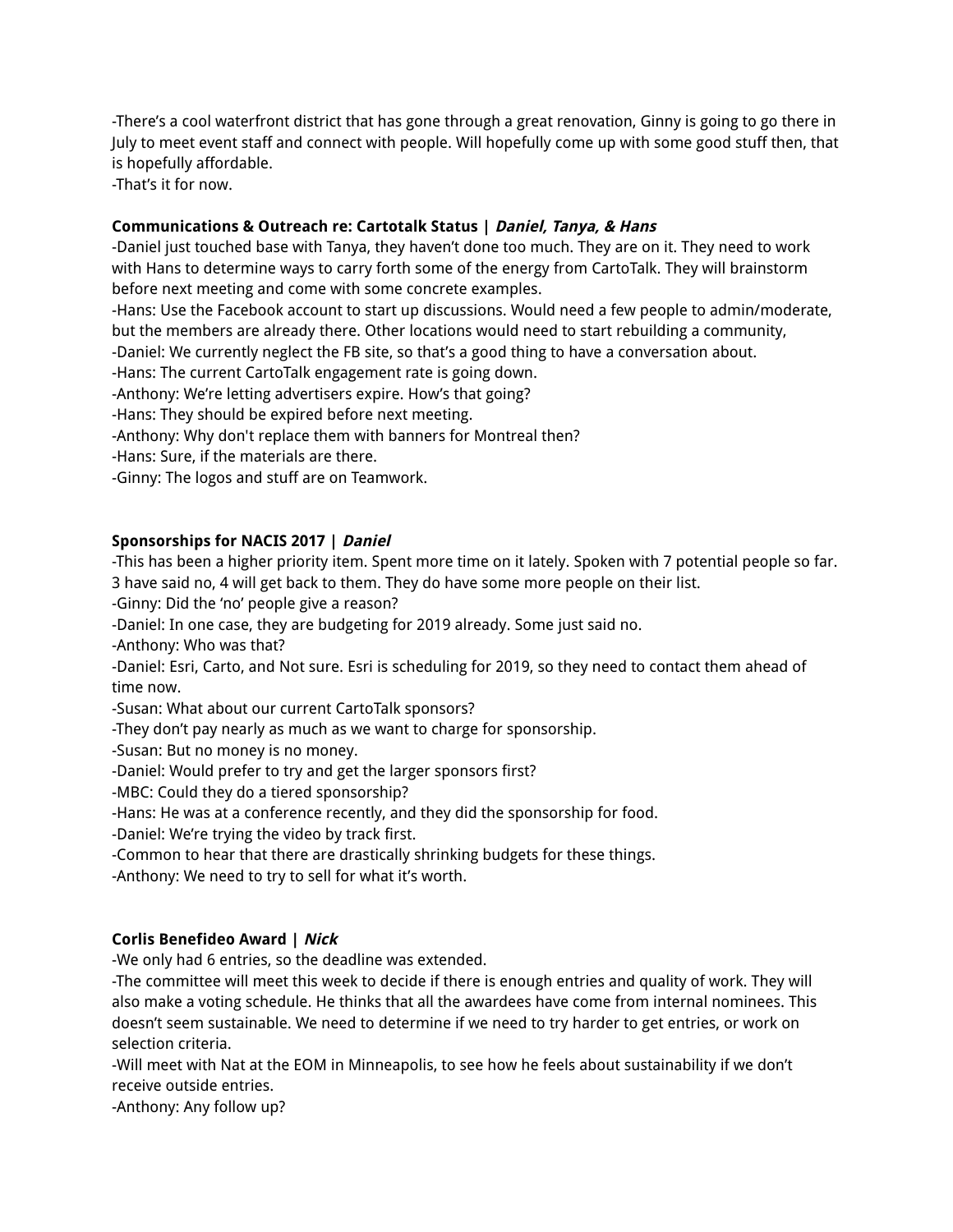-There's a cool waterfront district that has gone through a great renovation, Ginny is going to go there in July to meet event staff and connect with people. Will hopefully come up with some good stuff then, that is hopefully affordable.
-That's it for now.

**Communications & Outreach re: Cartotalk Status | *Daniel, Tanya, & Hans***
-Daniel just touched base with Tanya, they haven't done too much. They are on it. They need to work with Hans to determine ways to carry forth some of the energy from CartoTalk. They will brainstorm before next meeting and come with some concrete examples.
-Hans: Use the Facebook account to start up discussions. Would need a few people to admin/moderate, but the members are already there. Other locations would need to start rebuilding a community,
-Daniel: We currently neglect the FB site, so that's a good thing to have a conversation about.
-Hans: The current CartoTalk engagement rate is going down.
-Anthony: We're letting advertisers expire. How's that going?
-Hans: They should be expired before next meeting.
-Anthony: Why don't replace them with banners for Montreal then?
-Hans: Sure, if the materials are there.
-Ginny: The logos and stuff are on Teamwork.

**Sponsorships for NACIS 2017 | *Daniel***
-This has been a higher priority item. Spent more time on it lately. Spoken with 7 potential people so far. 3 have said no, 4 will get back to them. They do have some more people on their list.
-Ginny: Did the 'no' people give a reason?
-Daniel: In one case, they are budgeting for 2019 already. Some just said no.
-Anthony: Who was that?
-Daniel: Esri, Carto, and Not sure. Esri is scheduling for 2019, so they need to contact them ahead of time now.
-Susan: What about our current CartoTalk sponsors?
-They don't pay nearly as much as we want to charge for sponsorship.
-Susan: But no money is no money.
-Daniel: Would prefer to try and get the larger sponsors first?
-MBC: Could they do a tiered sponsorship?
-Hans: He was at a conference recently, and they did the sponsorship for food.
-Daniel: We're trying the video by track first.
-Common to hear that there are drastically shrinking budgets for these things.
-Anthony: We need to try to sell for what it's worth.

**Corlis Benefideo Award | *Nick***
-We only had 6 entries, so the deadline was extended.
-The committee will meet this week to decide if there is enough entries and quality of work. They will also make a voting schedule. He thinks that all the awardees have come from internal nominees. This doesn't seem sustainable. We need to determine if we need to try harder to get entries, or work on selection criteria.
-Will meet with Nat at the EOM in Minneapolis, to see how he feels about sustainability if we don't receive outside entries.
-Anthony: Any follow up?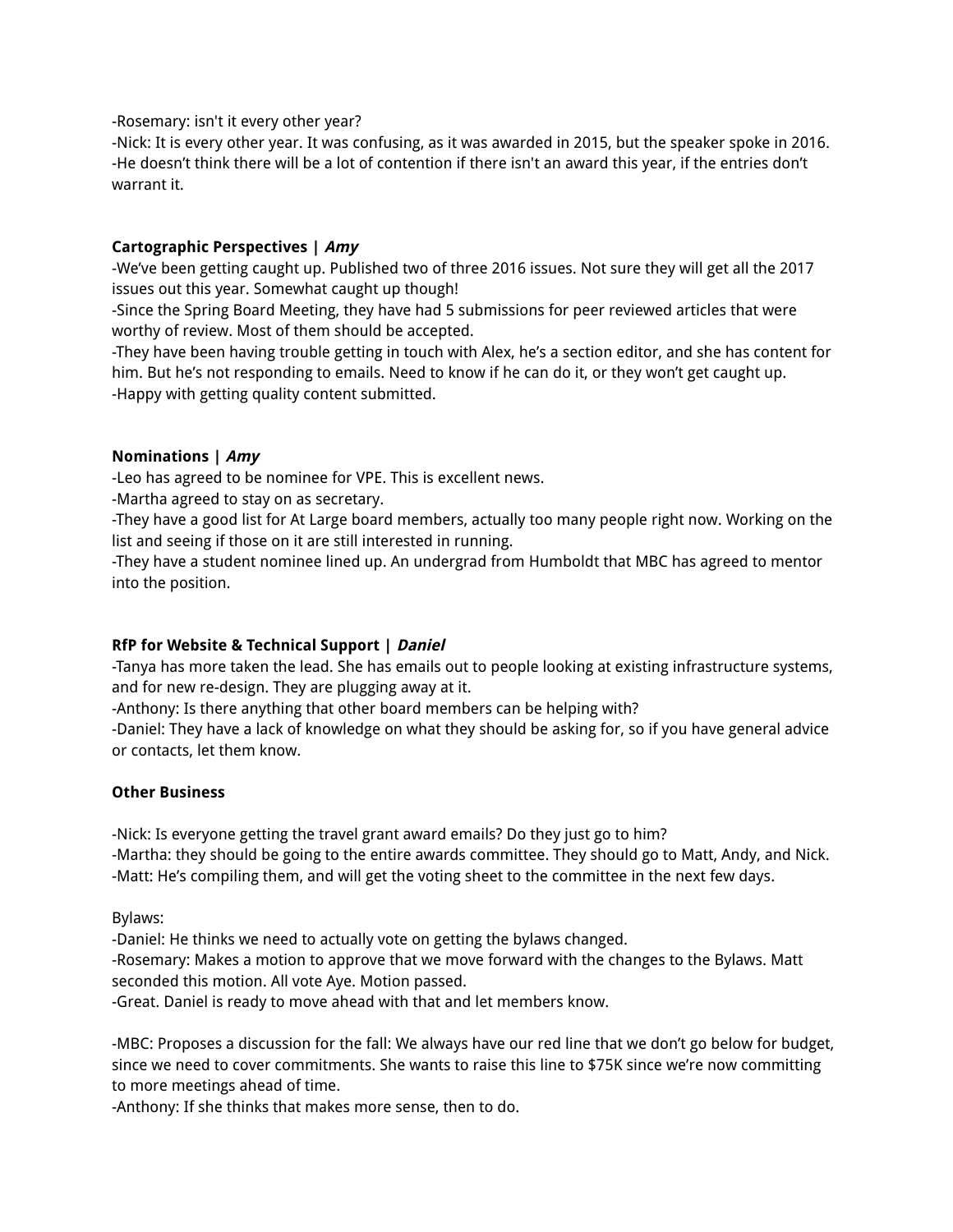-Rosemary: isn't it every other year?
-Nick: It is every other year. It was confusing, as it was awarded in 2015, but the speaker spoke in 2016.
-He doesn't think there will be a lot of contention if there isn't an award this year, if the entries don't warrant it.

**Cartographic Perspectives | *Amy***
-We've been getting caught up. Published two of three 2016 issues. Not sure they will get all the 2017 issues out this year. Somewhat caught up though!
-Since the Spring Board Meeting, they have had 5 submissions for peer reviewed articles that were worthy of review. Most of them should be accepted.
-They have been having trouble getting in touch with Alex, he's a section editor, and she has content for him. But he's not responding to emails. Need to know if he can do it, or they won't get caught up.
-Happy with getting quality content submitted.

**Nominations | *Amy***
-Leo has agreed to be nominee for VPE. This is excellent news.
-Martha agreed to stay on as secretary.
-They have a good list for At Large board members, actually too many people right now. Working on the list and seeing if those on it are still interested in running.
-They have a student nominee lined up. An undergrad from Humboldt that MBC has agreed to mentor into the position.

**RfP for Website & Technical Support | *Daniel***
-Tanya has more taken the lead. She has emails out to people looking at existing infrastructure systems, and for new re-design. They are plugging away at it.
-Anthony: Is there anything that other board members can be helping with?
-Daniel: They have a lack of knowledge on what they should be asking for, so if you have general advice or contacts, let them know.

**Other Business**

-Nick: Is everyone getting the travel grant award emails? Do they just go to him?
-Martha: they should be going to the entire awards committee. They should go to Matt, Andy, and Nick.
-Matt: He's compiling them, and will get the voting sheet to the committee in the next few days.

Bylaws:
-Daniel: He thinks we need to actually vote on getting the bylaws changed.
-Rosemary: Makes a motion to approve that we move forward with the changes to the Bylaws. Matt seconded this motion. All vote Aye. Motion passed.
-Great. Daniel is ready to move ahead with that and let members know.

-MBC: Proposes a discussion for the fall: We always have our red line that we don't go below for budget, since we need to cover commitments. She wants to raise this line to $75K since we're now committing to more meetings ahead of time.
-Anthony: If she thinks that makes more sense, then to do.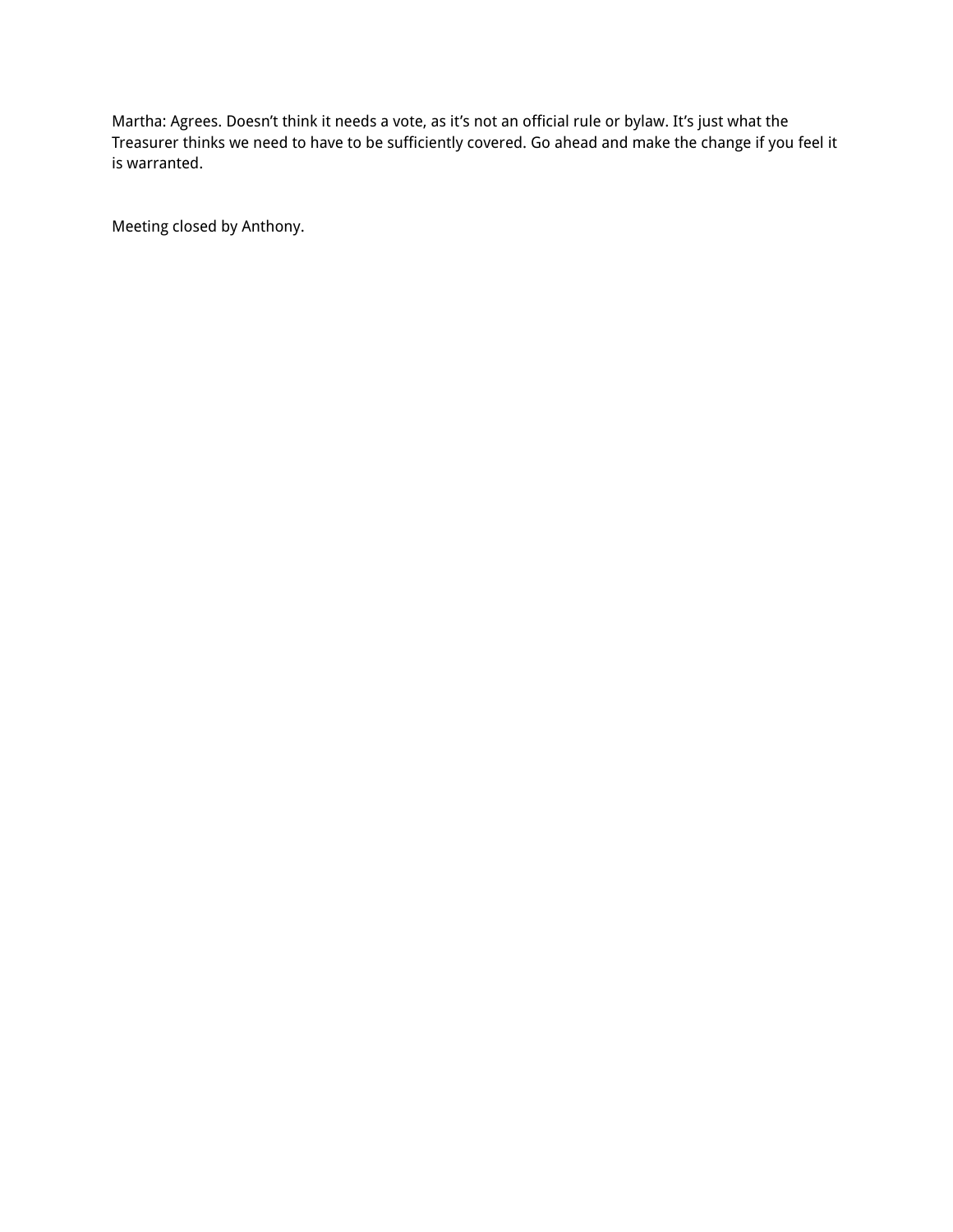Martha: Agrees. Doesn’t think it needs a vote, as it’s not an official rule or bylaw. It’s just what the Treasurer thinks we need to have to be sufficiently covered. Go ahead and make the change if you feel it is warranted.

Meeting closed by Anthony.